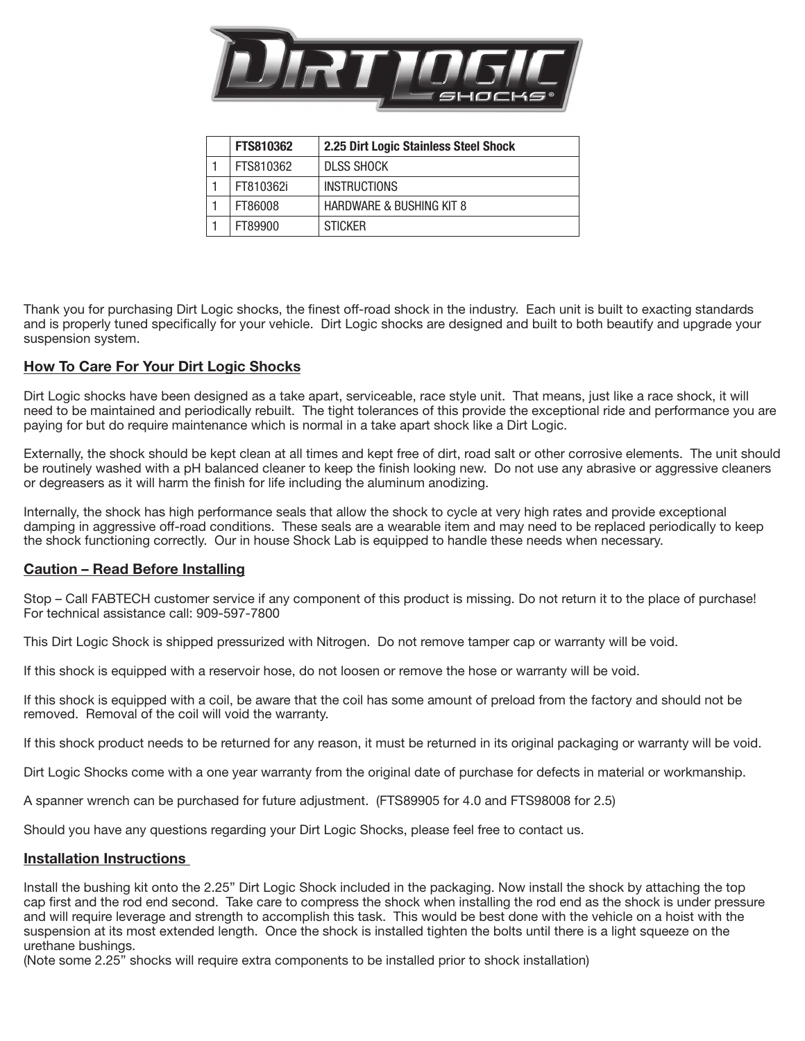| | FTS810362 | 2.25 Dirt Logic Stainless Steel Shock |
|---|---|---|
| 1 | FTS810362 | DLSS SHOCK |
| 1 | FT810362i | INSTRUCTIONS |
| 1 | FT86008 | HARDWARE & BUSHING KIT 8 |
| 1 | FT89900 | STICKER |

Thank you for purchasing Dirt Logic shocks, the finest off-road shock in the industry. Each unit is built to exacting standards and is properly tuned specifically for your vehicle. Dirt Logic shocks are designed and built to both beautify and upgrade your suspension system.

## How To Care For Your Dirt Logic Shocks

Dirt Logic shocks have been designed as a take apart, serviceable, race style unit. That means, just like a race shock, it will need to be maintained and periodically rebuilt. The tight tolerances of this provide the exceptional ride and performance you are paying for but do require maintenance which is normal in a take apart shock like a Dirt Logic.

Externally, the shock should be kept clean at all times and kept free of dirt, road salt or other corrosive elements. The unit should be routinely washed with a pH balanced cleaner to keep the finish looking new. Do not use any abrasive or aggressive cleaners or degreasers as it will harm the finish for life including the aluminum anodizing.

Internally, the shock has high performance seals that allow the shock to cycle at very high rates and provide exceptional damping in aggressive off-road conditions. These seals are a wearable item and may need to be replaced periodically to keep the shock functioning correctly. Our in house Shock Lab is equipped to handle these needs when necessary.

## Caution – Read Before Installing

Stop – Call FABTECH customer service if any component of this product is missing. Do not return it to the place of purchase! For technical assistance call: 909-597-7800

This Dirt Logic Shock is shipped pressurized with Nitrogen. Do not remove tamper cap or warranty will be void.

If this shock is equipped with a reservoir hose, do not loosen or remove the hose or warranty will be void.

If this shock is equipped with a coil, be aware that the coil has some amount of preload from the factory and should not be removed. Removal of the coil will void the warranty.

If this shock product needs to be returned for any reason, it must be returned in its original packaging or warranty will be void.

Dirt Logic Shocks come with a one year warranty from the original date of purchase for defects in material or workmanship.

A spanner wrench can be purchased for future adjustment. (FTS89905 for 4.0 and FTS98008 for 2.5)

Should you have any questions regarding your Dirt Logic Shocks, please feel free to contact us.

## Installation Instructions

Install the bushing kit onto the 2.25" Dirt Logic Shock included in the packaging. Now install the shock by attaching the top cap first and the rod end second. Take care to compress the shock when installing the rod end as the shock is under pressure and will require leverage and strength to accomplish this task. This would be best done with the vehicle on a hoist with the suspension at its most extended length. Once the shock is installed tighten the bolts until there is a light squeeze on the urethane bushings.
(Note some 2.25" shocks will require extra components to be installed prior to shock installation)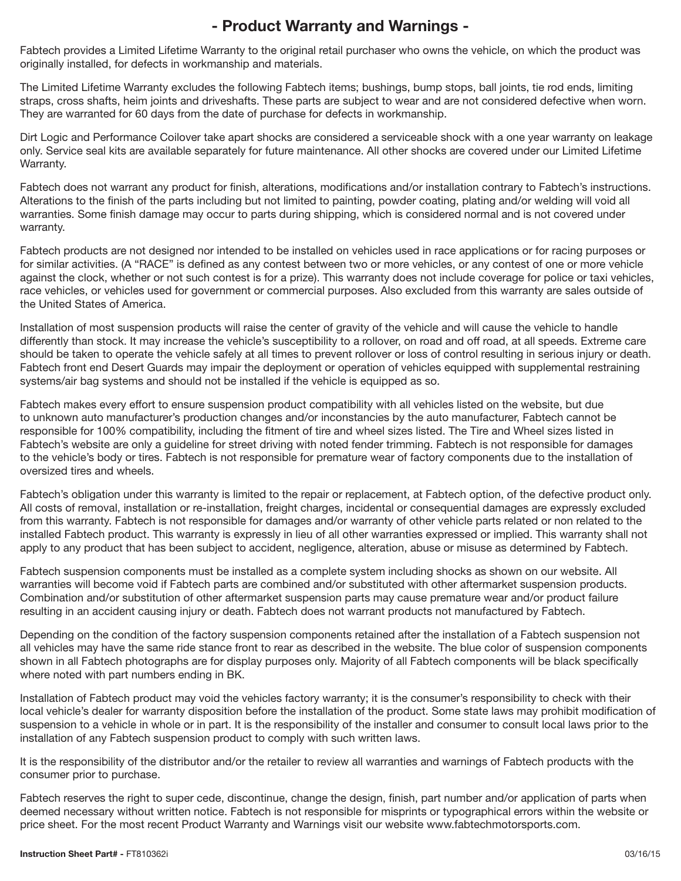# - Product Warranty and Warnings -

Fabtech provides a Limited Lifetime Warranty to the original retail purchaser who owns the vehicle, on which the product was originally installed, for defects in workmanship and materials.

The Limited Lifetime Warranty excludes the following Fabtech items; bushings, bump stops, ball joints, tie rod ends, limiting straps, cross shafts, heim joints and driveshafts. These parts are subject to wear and are not considered defective when worn. They are warranted for 60 days from the date of purchase for defects in workmanship.

Dirt Logic and Performance Coilover take apart shocks are considered a serviceable shock with a one year warranty on leakage only. Service seal kits are available separately for future maintenance. All other shocks are covered under our Limited Lifetime Warranty.

Fabtech does not warrant any product for finish, alterations, modifications and/or installation contrary to Fabtech's instructions. Alterations to the finish of the parts including but not limited to painting, powder coating, plating and/or welding will void all warranties. Some finish damage may occur to parts during shipping, which is considered normal and is not covered under warranty.

Fabtech products are not designed nor intended to be installed on vehicles used in race applications or for racing purposes or for similar activities. (A "RACE" is defined as any contest between two or more vehicles, or any contest of one or more vehicle against the clock, whether or not such contest is for a prize). This warranty does not include coverage for police or taxi vehicles, race vehicles, or vehicles used for government or commercial purposes. Also excluded from this warranty are sales outside of the United States of America.

Installation of most suspension products will raise the center of gravity of the vehicle and will cause the vehicle to handle differently than stock. It may increase the vehicle's susceptibility to a rollover, on road and off road, at all speeds. Extreme care should be taken to operate the vehicle safely at all times to prevent rollover or loss of control resulting in serious injury or death. Fabtech front end Desert Guards may impair the deployment or operation of vehicles equipped with supplemental restraining systems/air bag systems and should not be installed if the vehicle is equipped as so.

Fabtech makes every effort to ensure suspension product compatibility with all vehicles listed on the website, but due to unknown auto manufacturer's production changes and/or inconstancies by the auto manufacturer, Fabtech cannot be responsible for 100% compatibility, including the fitment of tire and wheel sizes listed. The Tire and Wheel sizes listed in Fabtech's website are only a guideline for street driving with noted fender trimming. Fabtech is not responsible for damages to the vehicle's body or tires. Fabtech is not responsible for premature wear of factory components due to the installation of oversized tires and wheels.

Fabtech's obligation under this warranty is limited to the repair or replacement, at Fabtech option, of the defective product only. All costs of removal, installation or re-installation, freight charges, incidental or consequential damages are expressly excluded from this warranty. Fabtech is not responsible for damages and/or warranty of other vehicle parts related or non related to the installed Fabtech product. This warranty is expressly in lieu of all other warranties expressed or implied. This warranty shall not apply to any product that has been subject to accident, negligence, alteration, abuse or misuse as determined by Fabtech.

Fabtech suspension components must be installed as a complete system including shocks as shown on our website. All warranties will become void if Fabtech parts are combined and/or substituted with other aftermarket suspension products. Combination and/or substitution of other aftermarket suspension parts may cause premature wear and/or product failure resulting in an accident causing injury or death. Fabtech does not warrant products not manufactured by Fabtech.

Depending on the condition of the factory suspension components retained after the installation of a Fabtech suspension not all vehicles may have the same ride stance front to rear as described in the website. The blue color of suspension components shown in all Fabtech photographs are for display purposes only. Majority of all Fabtech components will be black specifically where noted with part numbers ending in BK.

Installation of Fabtech product may void the vehicles factory warranty; it is the consumer's responsibility to check with their local vehicle's dealer for warranty disposition before the installation of the product. Some state laws may prohibit modification of suspension to a vehicle in whole or in part. It is the responsibility of the installer and consumer to consult local laws prior to the installation of any Fabtech suspension product to comply with such written laws.

It is the responsibility of the distributor and/or the retailer to review all warranties and warnings of Fabtech products with the consumer prior to purchase.

Fabtech reserves the right to super cede, discontinue, change the design, finish, part number and/or application of parts when deemed necessary without written notice. Fabtech is not responsible for misprints or typographical errors within the website or price sheet. For the most recent Product Warranty and Warnings visit our website www.fabtechmotorsports.com.

**Instruction Sheet Part# -** FT810362i 03/16/15